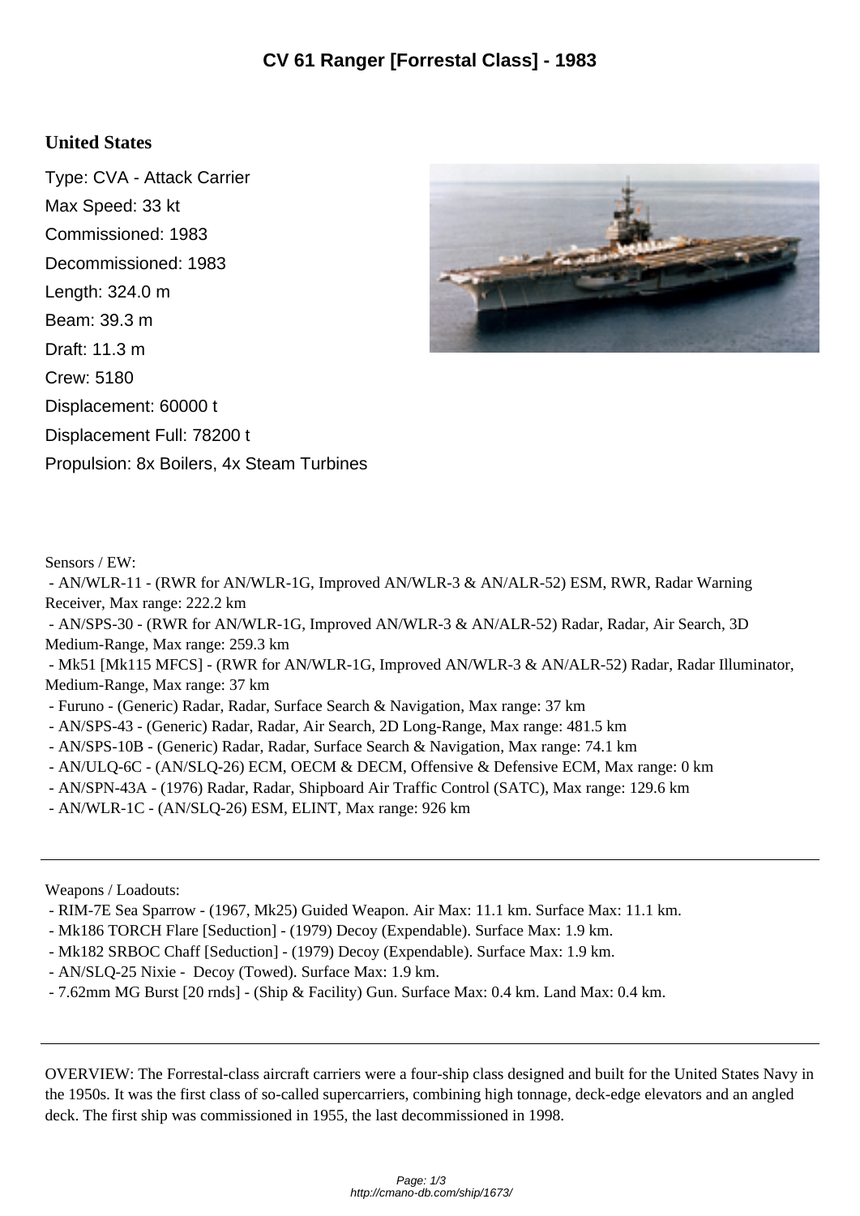# CV 61 Ranger [Forrestal Class] - 1983

## United States

Type: CVA - Attack Carrier

Max Speed: 33 kt

Commissioned: 1983

Decommissioned: 1983

Length: 324.0 m

Beam: 39.3 m

Draft: 11.3 m

Crew: 5180

Displacement: 60000 t

Displacement Full: 78200 t

Propulsion: 8x Boilers, 4x Steam Turbines

Sensors / EW:

- AN/WLR-11 - (RWR for AN/WLR-1G, Improved AN/WLR-3 & AN/ALR-52) ESM, RWR, Radar Warning Receiver, Max range: 222.2 km
- AN/SPS-30 - (RWR for AN/WLR-1G, Improved AN/WLR-3 & AN/ALR-52) Radar, Radar, Air Search, 3D Medium-Range, Max range: 259.3 km
- Mk51 [Mk115 MFCS] - (RWR for AN/WLR-1G, Improved AN/WLR-3 & AN/ALR-52) Radar, Radar Illuminator, Medium-Range, Max range: 37 km
- Furuno - (Generic) Radar, Radar, Surface Search & Navigation, Max range: 37 km
- AN/SPS-43 - (Generic) Radar, Radar, Air Search, 2D Long-Range, Max range: 481.5 km
- AN/SPS-10B - (Generic) Radar, Radar, Surface Search & Navigation, Max range: 74.1 km
- AN/ULQ-6C - (AN/SLQ-26) ECM, OECM & DECM, Offensive & Defensive ECM, Max range: 0 km
- AN/SPN-43A - (1976) Radar, Radar, Shipboard Air Traffic Control (SATC), Max range: 129.6 km
- AN/WLR-1C - (AN/SLQ-26) ESM, ELINT, Max range: 926 km

---

Weapons / Loadouts:

- RIM-7E Sea Sparrow - (1967, Mk25) Guided Weapon. Air Max: 11.1 km. Surface Max: 11.1 km.
- Mk186 TORCH Flare [Seduction] - (1979) Decoy (Expendable). Surface Max: 1.9 km.
- Mk182 SRBOC Chaff [Seduction] - (1979) Decoy (Expendable). Surface Max: 1.9 km.
- AN/SLQ-25 Nixie - Decoy (Towed). Surface Max: 1.9 km.
- 7.62mm MG Burst [20 rnds] - (Ship & Facility) Gun. Surface Max: 0.4 km. Land Max: 0.4 km.

---

OVERVIEW: The Forrestal-class aircraft carriers were a four-ship class designed and built for the United States Navy in the 1950s. It was the first class of so-called supercarriers, combining high tonnage, deck-edge elevators and an angled deck. The first ship was commissioned in 1955, the last decommissioned in 1998.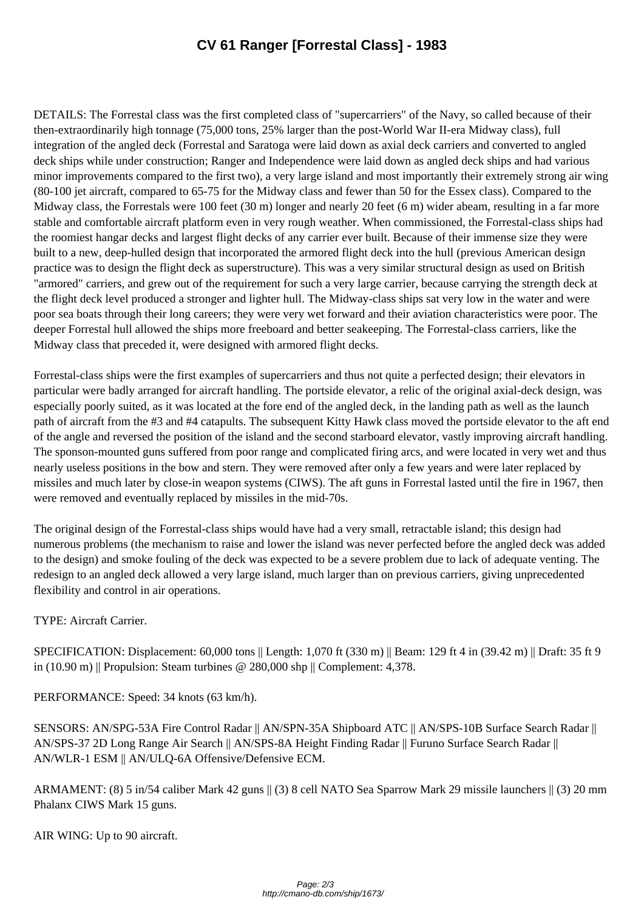# CV 61 Ranger [Forrestal Class] - 1983

DETAILS: The Forrestal class was the first completed class of "supercarriers" of the Navy, so called because of their then-extraordinarily high tonnage (75,000 tons, 25% larger than the post-World War II-era Midway class), full integration of the angled deck (Forrestal and Saratoga were laid down as axial deck carriers and converted to angled deck ships while under construction; Ranger and Independence were laid down as angled deck ships and had various minor improvements compared to the first two), a very large island and most importantly their extremely strong air wing (80-100 jet aircraft, compared to 65-75 for the Midway class and fewer than 50 for the Essex class). Compared to the Midway class, the Forrestals were 100 feet (30 m) longer and nearly 20 feet (6 m) wider abeam, resulting in a far more stable and comfortable aircraft platform even in very rough weather. When commissioned, the Forrestal-class ships had the roomiest hangar decks and largest flight decks of any carrier ever built. Because of their immense size they were built to a new, deep-hulled design that incorporated the armored flight deck into the hull (previous American design practice was to design the flight deck as superstructure). This was a very similar structural design as used on British "armored" carriers, and grew out of the requirement for such a very large carrier, because carrying the strength deck at the flight deck level produced a stronger and lighter hull. The Midway-class ships sat very low in the water and were poor sea boats through their long careers; they were very wet forward and their aviation characteristics were poor. The deeper Forrestal hull allowed the ships more freeboard and better seakeeping. The Forrestal-class carriers, like the Midway class that preceded it, were designed with armored flight decks.

Forrestal-class ships were the first examples of supercarriers and thus not quite a perfected design; their elevators in particular were badly arranged for aircraft handling. The portside elevator, a relic of the original axial-deck design, was especially poorly suited, as it was located at the fore end of the angled deck, in the landing path as well as the launch path of aircraft from the #3 and #4 catapults. The subsequent Kitty Hawk class moved the portside elevator to the aft end of the angle and reversed the position of the island and the second starboard elevator, vastly improving aircraft handling. The sponson-mounted guns suffered from poor range and complicated firing arcs, and were located in very wet and thus nearly useless positions in the bow and stern. They were removed after only a few years and were later replaced by missiles and much later by close-in weapon systems (CIWS). The aft guns in Forrestal lasted until the fire in 1967, then were removed and eventually replaced by missiles in the mid-70s.

The original design of the Forrestal-class ships would have had a very small, retractable island; this design had numerous problems (the mechanism to raise and lower the island was never perfected before the angled deck was added to the design) and smoke fouling of the deck was expected to be a severe problem due to lack of adequate venting. The redesign to an angled deck allowed a very large island, much larger than on previous carriers, giving unprecedented flexibility and control in air operations.

TYPE: Aircraft Carrier.

SPECIFICATION: Displacement: 60,000 tons || Length: 1,070 ft (330 m) || Beam: 129 ft 4 in (39.42 m) || Draft: 35 ft 9 in (10.90 m) || Propulsion: Steam turbines @ 280,000 shp || Complement: 4,378.

PERFORMANCE: Speed: 34 knots (63 km/h).

SENSORS: AN/SPG-53A Fire Control Radar || AN/SPN-35A Shipboard ATC || AN/SPS-10B Surface Search Radar || AN/SPS-37 2D Long Range Air Search || AN/SPS-8A Height Finding Radar || Furuno Surface Search Radar || AN/WLR-1 ESM || AN/ULQ-6A Offensive/Defensive ECM.

ARMAMENT: (8) 5 in/54 caliber Mark 42 guns || (3) 8 cell NATO Sea Sparrow Mark 29 missile launchers || (3) 20 mm Phalanx CIWS Mark 15 guns.

AIR WING: Up to 90 aircraft.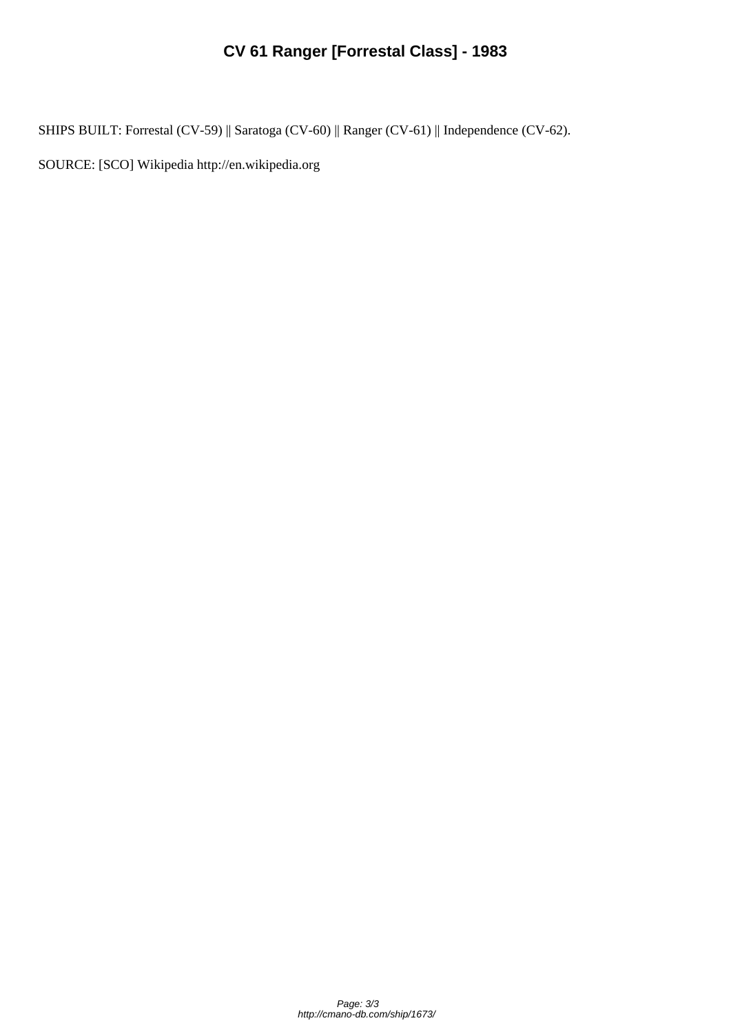SHIPS BUILT: Forrestal (CV-59) || Saratoga (CV-60) || Ranger (CV-61) || Independence (CV-62).

SOURCE: [SCO] Wikipedia http://en.wikipedia.org